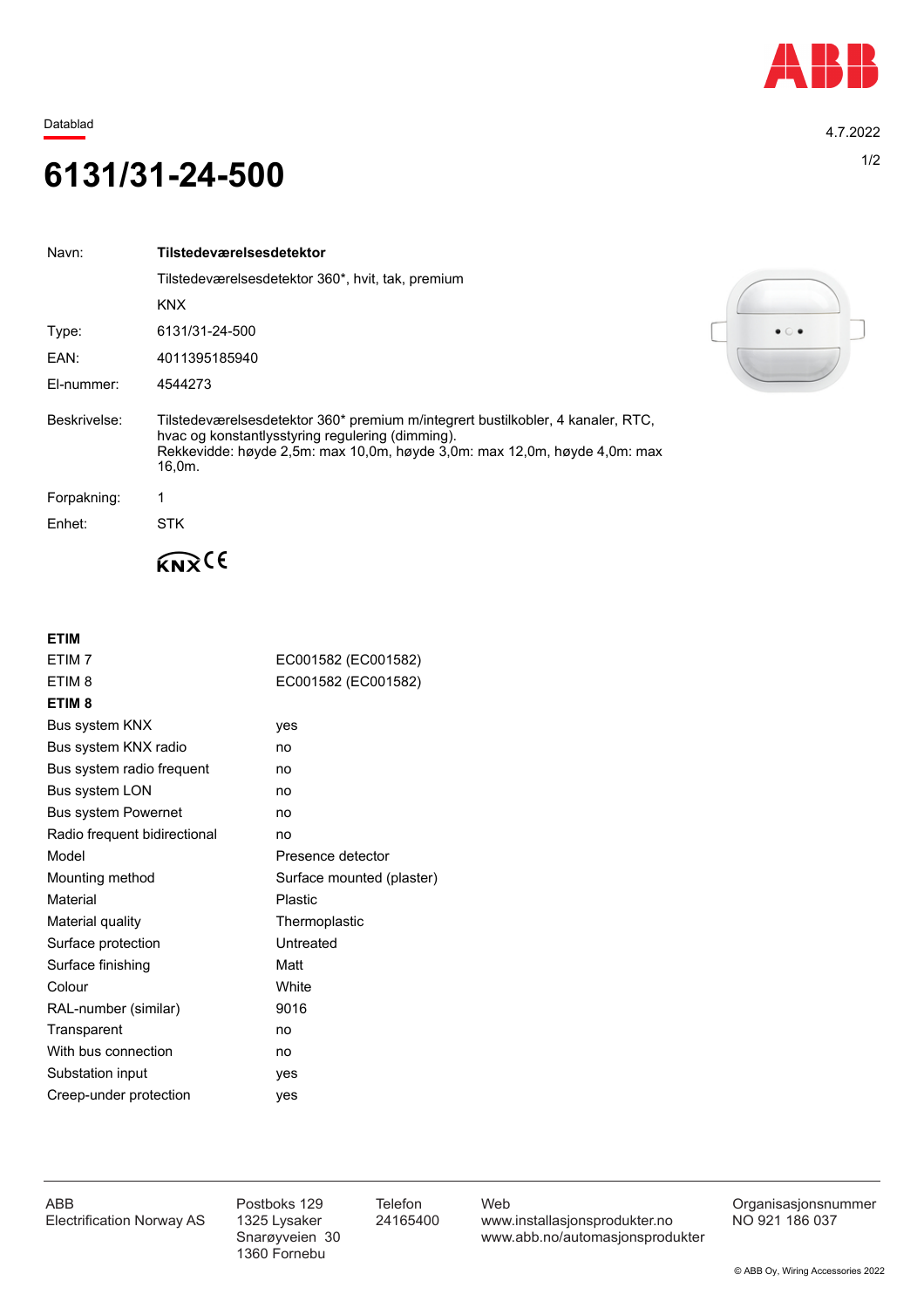Datablad

4.7.2022

# 6131/31-24-500

| | |
|---|---|
| Navn: | **Tilstedeværelsesdetektor** |
| | Tilstedeværelsesdetektor 360*, hvit, tak, premium |
| | KNX |
| Type: | 6131/31-24-500 |
| EAN: | 4011395185940 |
| El-nummer: | 4544273 |
| Beskrivelse: | Tilstedeværelsesdetektor 360* premium m/integrert bustilkobler, 4 kanaler, RTC, hvac og konstantlysstyring regulering (dimming). Rekkevidde: høyde 2,5m: max 10,0m, høyde 3,0m: max 12,0m, høyde 4,0m: max 16,0m. |
| Forpakning: | 1 |
| Enhet: | STK |

KNX CE

**ETIM**

| | |
|---|---|
| ETIM 7 | EC001582 (EC001582) |
| ETIM 8 | EC001582 (EC001582) |

**ETIM 8**

| | |
|---|---|
| Bus system KNX | yes |
| Bus system KNX radio | no |
| Bus system radio frequent | no |
| Bus system LON | no |
| Bus system Powernet | no |
| Radio frequent bidirectional | no |
| Model | Presence detector |
| Mounting method | Surface mounted (plaster) |
| Material | Plastic |
| Material quality | Thermoplastic |
| Surface protection | Untreated |
| Surface finishing | Matt |
| Colour | White |
| RAL-number (similar) | 9016 |
| Transparent | no |
| With bus connection | no |
| Substation input | yes |
| Creep-under protection | yes |

ABB
Electrification Norway AS

Postboks 129
1325 Lysaker
Snarøyveien 30
1360 Fornebu

Telefon
24165400

Web
www.installasjonsprodukter.no
www.abb.no/automasjonsprodukter

Organisasjonsnummer
NO 921 186 037

© ABB Oy, Wiring Accessories 2022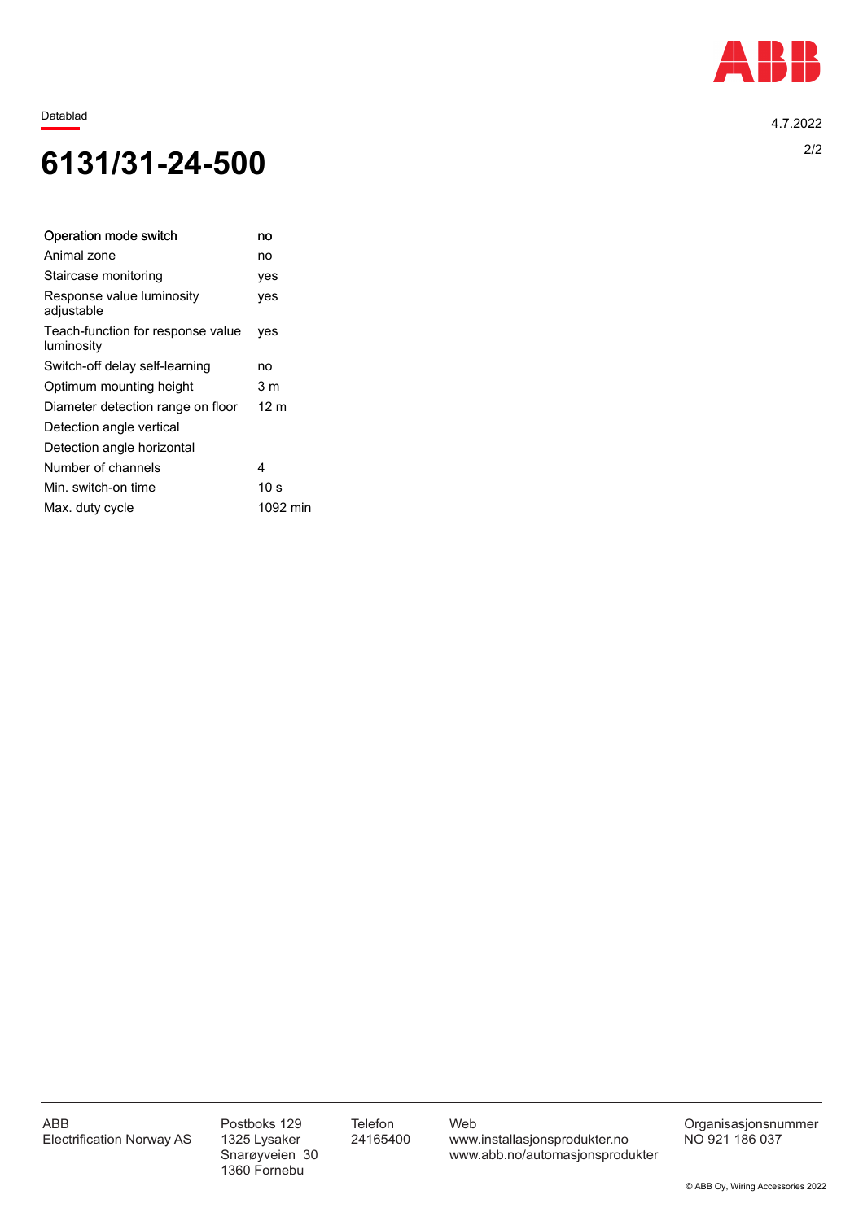Datablad

# 6131/31-24-500

| | |
|---|---|
| Operation mode switch | no |
| Animal zone | no |
| Staircase monitoring | yes |
| Response value luminosity adjustable | yes |
| Teach-function for response value luminosity | yes |
| Switch-off delay self-learning | no |
| Optimum mounting height | 3 m |
| Diameter detection range on floor | 12 m |
| Detection angle vertical | |
| Detection angle horizontal | |
| Number of channels | 4 |
| Min. switch-on time | 10 s |
| Max. duty cycle | 1092 min |

ABB
Electrification Norway AS

Postboks 129
1325 Lysaker
Snarøyveien 30
1360 Fornebu

Telefon
24165400

Web
www.installasjonsprodukter.no
www.abb.no/automasjonsprodukter

Organisasjonsnummer
NO 921 186 037

© ABB Oy, Wiring Accessories 2022